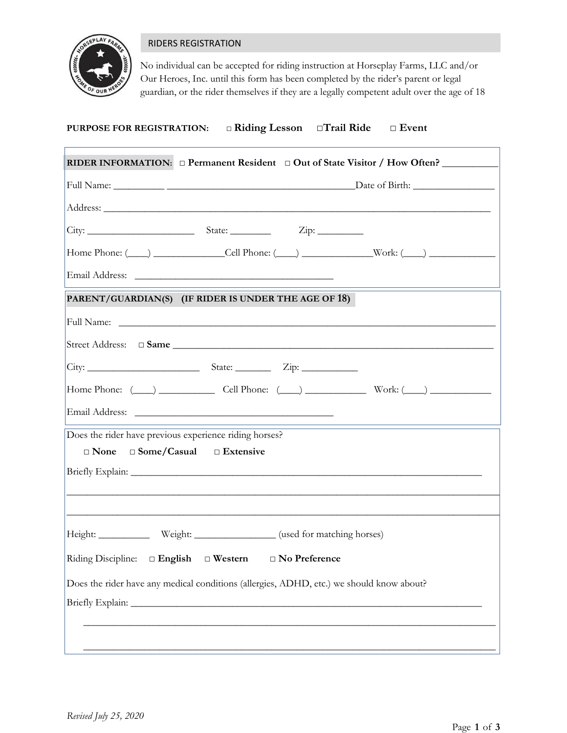## RIDERS REGISTRATION

No individual can be accepted for riding instruction at Horseplay Farms, LLC and/or Our Heroes, Inc. until this form has been completed by the rider's parent or legal guardian, or the rider themselves if they are a legally competent adult over the age of 18

**PURPOSE FOR REGISTRATION:** □ **Riding Lesson** □ **Trail Ride** □ **Event**

**RIDER INFORMATION:** □ **Permanent Resident** □ **Out of State Visitor / How Often?** ___________

Full Name: __________ ____________________________________ Date of Birth: ________________

Address: ______________________________________________________________________________

City: _____________________ State: ________ Zip: _________

Home Phone: (____) ______________ Cell Phone: (____) ______________ Work: (____) _____________

Email Address: ______________________________________

**PARENT/GUARDIAN(S) (IF RIDER IS UNDER THE AGE OF 18)**

Full Name: ______________________________________________________________________________

Street Address: □ **Same** ____________________________________________________________

City: ______________________ State: _______ Zip: ___________

Home Phone: (____) ___________ Cell Phone: (____) ____________ Work: (____) ____________

Email Address: ______________________________________

Does the rider have previous experience riding horses?

□ **None** □ **Some/Casual** □ **Extensive**

Briefly Explain: _______________________________________________________________________

_______________________________________________________________________________________

_______________________________________________________________________________________

Height: __________ Weight: ________________ (used for matching horses)

Riding Discipline: □ **English** □ **Western** □ **No Preference**

Does the rider have any medical conditions (allergies, ADHD, etc.) we should know about?

Briefly Explain: _______________________________________________________________________

_______________________________________________________________________________________

_______________________________________________________________________________________

*Revised July 25, 2020*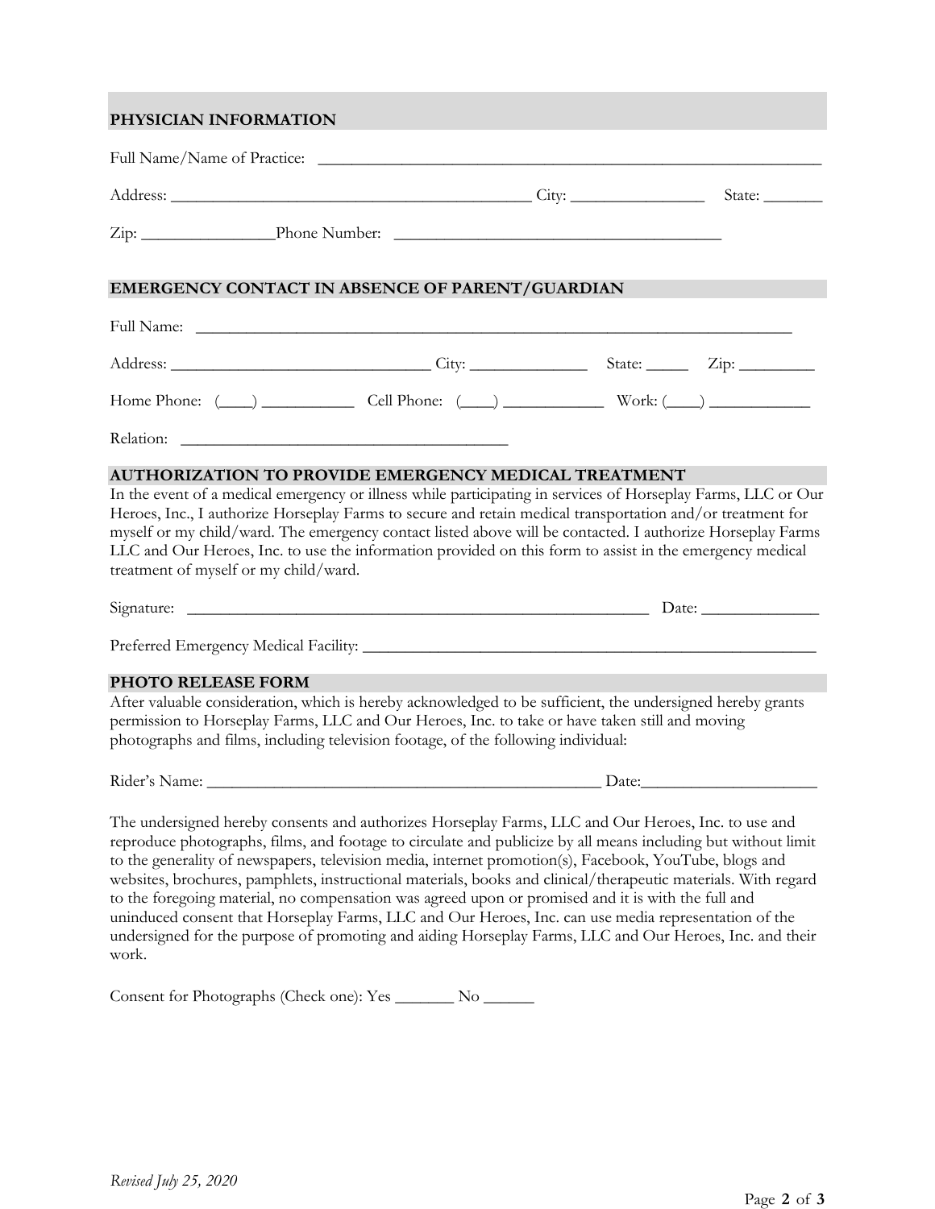## PHYSICIAN INFORMATION

Full Name/Name of Practice: ____________________________________________________________

Address: ___________________________________________ City: ________________ State: _______

Zip: ________________Phone Number: ________________________________________

## EMERGENCY CONTACT IN ABSENCE OF PARENT/GUARDIAN

Full Name: ________________________________________________________________________

Address: _______________________________ City: ______________ State: _____ Zip: _________

Home Phone: (____) ___________ Cell Phone: (____) ____________ Work: (____) ____________

Relation: ________________________________________

## AUTHORIZATION TO PROVIDE EMERGENCY MEDICAL TREATMENT

In the event of a medical emergency or illness while participating in services of Horseplay Farms, LLC or Our Heroes, Inc., I authorize Horseplay Farms to secure and retain medical transportation and/or treatment for myself or my child/ward. The emergency contact listed above will be contacted. I authorize Horseplay Farms LLC and Our Heroes, Inc. to use the information provided on this form to assist in the emergency medical treatment of myself or my child/ward.

Signature: _________________________________________________________ Date: ______________

Preferred Emergency Medical Facility: _______________________________________________________

## PHOTO RELEASE FORM

After valuable consideration, which is hereby acknowledged to be sufficient, the undersigned hereby grants permission to Horseplay Farms, LLC and Our Heroes, Inc. to take or have taken still and moving photographs and films, including television footage, of the following individual:

Rider's Name: _________________________________________________ Date:_____________________

The undersigned hereby consents and authorizes Horseplay Farms, LLC and Our Heroes, Inc. to use and reproduce photographs, films, and footage to circulate and publicize by all means including but without limit to the generality of newspapers, television media, internet promotion(s), Facebook, YouTube, blogs and websites, brochures, pamphlets, instructional materials, books and clinical/therapeutic materials. With regard to the foregoing material, no compensation was agreed upon or promised and it is with the full and uninduced consent that Horseplay Farms, LLC and Our Heroes, Inc. can use media representation of the undersigned for the purpose of promoting and aiding Horseplay Farms, LLC and Our Heroes, Inc. and their work.

Consent for Photographs (Check one): Yes _______ No ______

*Revised July 25, 2020*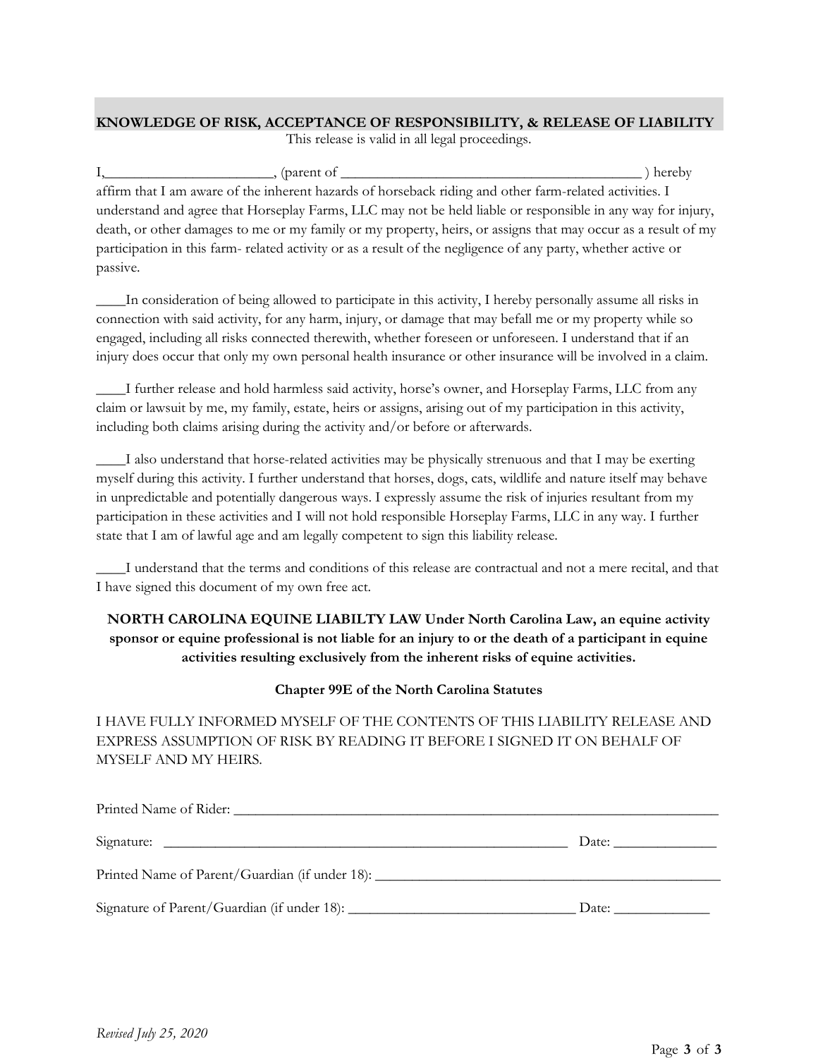## KNOWLEDGE OF RISK, ACCEPTANCE OF RESPONSIBILITY, & RELEASE OF LIABILITY

This release is valid in all legal proceedings.

I,_______________________, (parent of _________________________________________ ) hereby affirm that I am aware of the inherent hazards of horseback riding and other farm-related activities. I understand and agree that Horseplay Farms, LLC may not be held liable or responsible in any way for injury, death, or other damages to me or my family or my property, heirs, or assigns that may occur as a result of my participation in this farm- related activity or as a result of the negligence of any party, whether active or passive.

____In consideration of being allowed to participate in this activity, I hereby personally assume all risks in connection with said activity, for any harm, injury, or damage that may befall me or my property while so engaged, including all risks connected therewith, whether foreseen or unforeseen. I understand that if an injury does occur that only my own personal health insurance or other insurance will be involved in a claim.

____I further release and hold harmless said activity, horse's owner, and Horseplay Farms, LLC from any claim or lawsuit by me, my family, estate, heirs or assigns, arising out of my participation in this activity, including both claims arising during the activity and/or before or afterwards.

____I also understand that horse-related activities may be physically strenuous and that I may be exerting myself during this activity. I further understand that horses, dogs, cats, wildlife and nature itself may behave in unpredictable and potentially dangerous ways. I expressly assume the risk of injuries resultant from my participation in these activities and I will not hold responsible Horseplay Farms, LLC in any way. I further state that I am of lawful age and am legally competent to sign this liability release.

____I understand that the terms and conditions of this release are contractual and not a mere recital, and that I have signed this document of my own free act.

**NORTH CAROLINA EQUINE LIABILTY LAW Under North Carolina Law, an equine activity sponsor or equine professional is not liable for an injury to or the death of a participant in equine activities resulting exclusively from the inherent risks of equine activities.**

**Chapter 99E of the North Carolina Statutes**

I HAVE FULLY INFORMED MYSELF OF THE CONTENTS OF THIS LIABILITY RELEASE AND EXPRESS ASSUMPTION OF RISK BY READING IT BEFORE I SIGNED IT ON BEHALF OF MYSELF AND MY HEIRS.

Printed Name of Rider: _______________________________________________________________

Signature: ____________________________________________________ Date: _____________

Printed Name of Parent/Guardian (if under 18): _____________________________________________

Signature of Parent/Guardian (if under 18): ______________________________ Date: ____________

*Revised July 25, 2020*